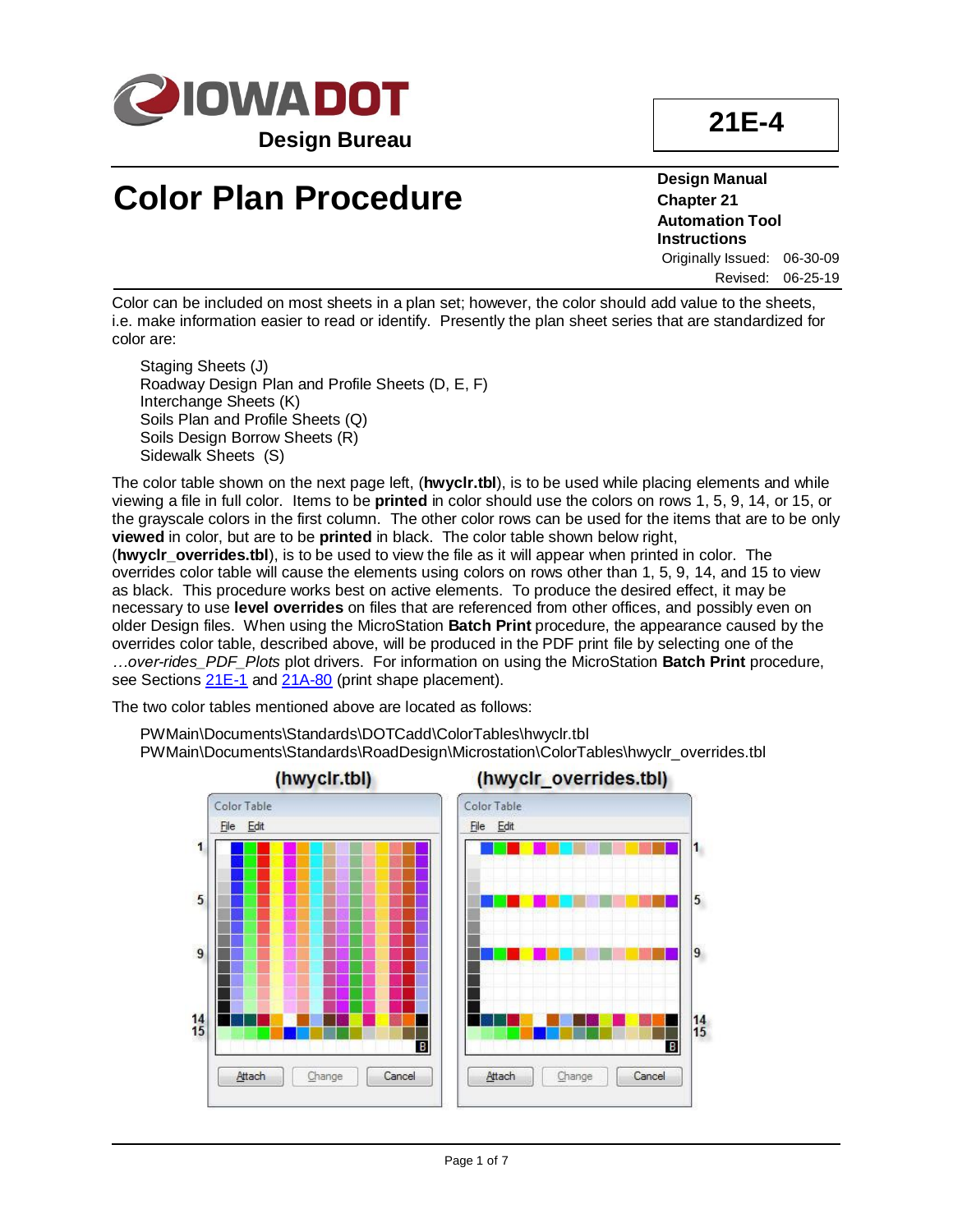# Color Plan Procedure

**Design Manual**
**Chapter 21**
**Automation Tool Instructions**
Originally Issued: 06-30-09
Revised: 06-25-19

**21E-4**

Color can be included on most sheets in a plan set; however, the color should add value to the sheets, i.e. make information easier to read or identify. Presently the plan sheet series that are standardized for color are:

Staging Sheets (J)
Roadway Design Plan and Profile Sheets (D, E, F)
Interchange Sheets (K)
Soils Plan and Profile Sheets (Q)
Soils Design Borrow Sheets (R)
Sidewalk Sheets (S)

The color table shown on the next page left, (**hwyclr.tbl**), is to be used while placing elements and while viewing a file in full color. Items to be **printed** in color should use the colors on rows 1, 5, 9, 14, or 15, or the grayscale colors in the first column. The other color rows can be used for the items that are to be only **viewed** in color, but are to be **printed** in black. The color table shown below right, (**hwyclr_overrides.tbl**), is to be used to view the file as it will appear when printed in color. The overrides color table will cause the elements using colors on rows other than 1, 5, 9, 14, and 15 to view as black. This procedure works best on active elements. To produce the desired effect, it may be necessary to use **level overrides** on files that are referenced from other offices, and possibly even on older Design files. When using the MicroStation **Batch Print** procedure, the appearance caused by the overrides color table, described above, will be produced in the PDF print file by selecting one of the *…over-rides_PDF_Plots* plot drivers. For information on using the MicroStation **Batch Print** procedure, see Sections 21E-1 and 21A-80 (print shape placement).

The two color tables mentioned above are located as follows:

PWMain\Documents\Standards\DOTCadd\ColorTables\hwyclr.tbl
PWMain\Documents\Standards\RoadDesign\Microstation\ColorTables\hwyclr_overrides.tbl

**(hwyclr.tbl)** **(hwyclr_overrides.tbl)**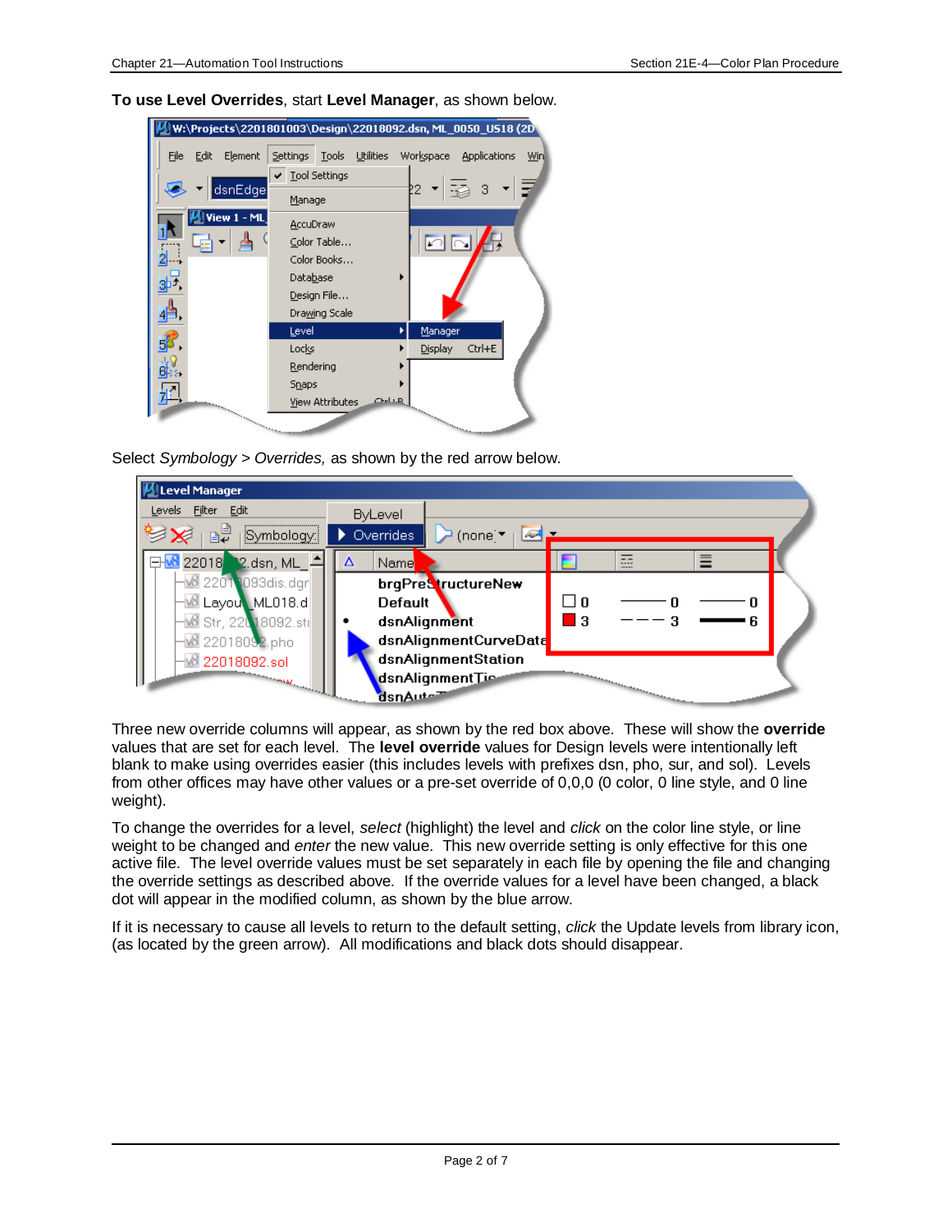**To use Level Overrides**, start **Level Manager**, as shown below.

Select *Symbology > Overrides,* as shown by the red arrow below.

Three new override columns will appear, as shown by the red box above. These will show the **override** values that are set for each level. The **level override** values for Design levels were intentionally left blank to make using overrides easier (this includes levels with prefixes dsn, pho, sur, and sol). Levels from other offices may have other values or a pre-set override of 0,0,0 (0 color, 0 line style, and 0 line weight).

To change the overrides for a level, *select* (highlight) the level and *click* on the color line style, or line weight to be changed and *enter* the new value. This new override setting is only effective for this one active file. The level override values must be set separately in each file by opening the file and changing the override settings as described above. If the override values for a level have been changed, a black dot will appear in the modified column, as shown by the blue arrow.

If it is necessary to cause all levels to return to the default setting, *click* the Update levels from library icon, (as located by the green arrow). All modifications and black dots should disappear.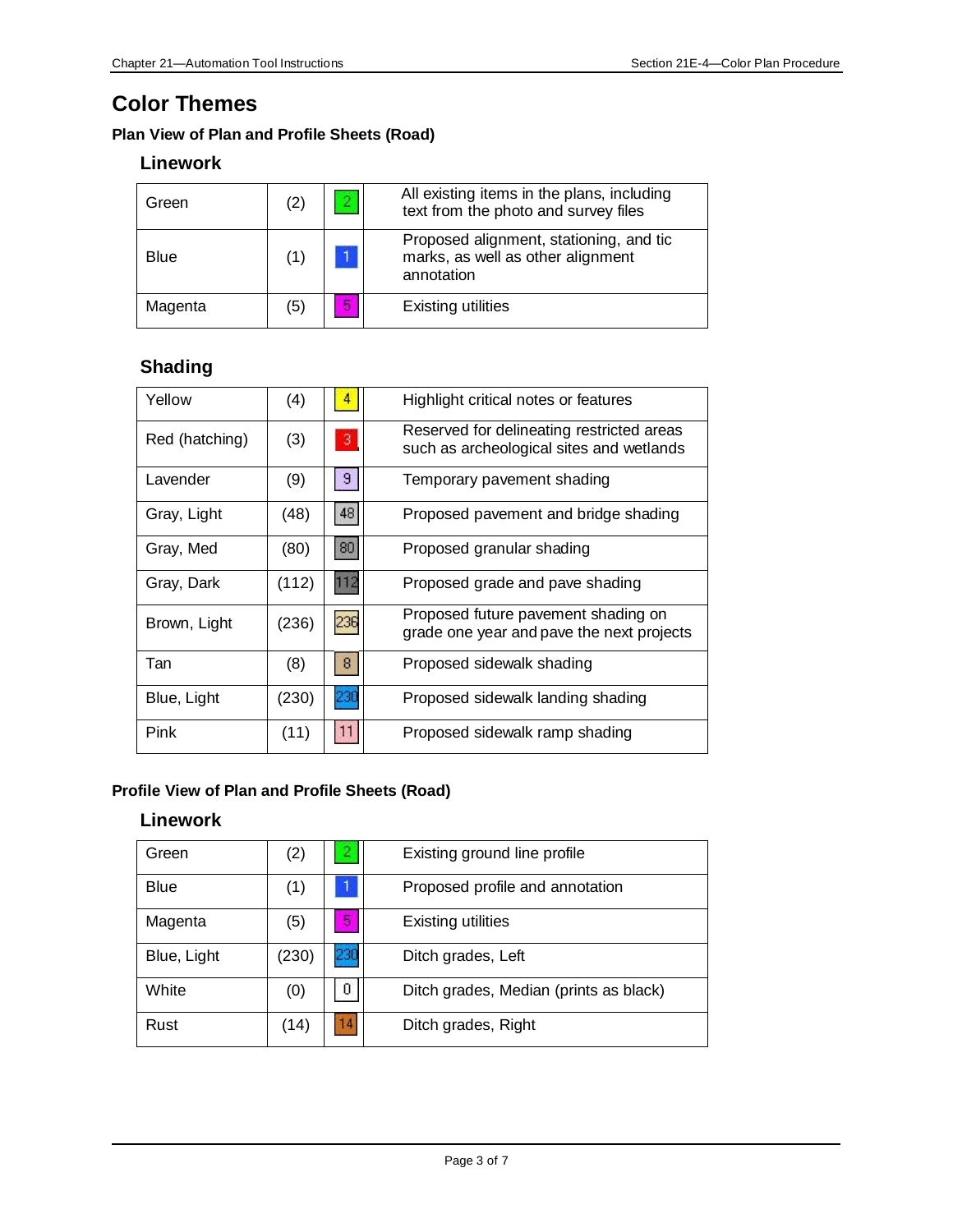# Color Themes

### Plan View of Plan and Profile Sheets (Road)

#### Linework

| | | | |
|---|---|---|---|
| Green | (2) | 2 | All existing items in the plans, including text from the photo and survey files |
| Blue | (1) | 1 | Proposed alignment, stationing, and tic marks, as well as other alignment annotation |
| Magenta | (5) | 5 | Existing utilities |

#### Shading

| | | | |
|---|---|---|---|
| Yellow | (4) | 4 | Highlight critical notes or features |
| Red (hatching) | (3) | 3 | Reserved for delineating restricted areas such as archeological sites and wetlands |
| Lavender | (9) | 9 | Temporary pavement shading |
| Gray, Light | (48) | 48 | Proposed pavement and bridge shading |
| Gray, Med | (80) | 80 | Proposed granular shading |
| Gray, Dark | (112) | 112 | Proposed grade and pave shading |
| Brown, Light | (236) | 236 | Proposed future pavement shading on grade one year and pave the next projects |
| Tan | (8) | 8 | Proposed sidewalk shading |
| Blue, Light | (230) | 230 | Proposed sidewalk landing shading |
| Pink | (11) | 11 | Proposed sidewalk ramp shading |

### Profile View of Plan and Profile Sheets (Road)

#### Linework

| | | | |
|---|---|---|---|
| Green | (2) | 2 | Existing ground line profile |
| Blue | (1) | 1 | Proposed profile and annotation |
| Magenta | (5) | 5 | Existing utilities |
| Blue, Light | (230) | 230 | Ditch grades, Left |
| White | (0) | 0 | Ditch grades, Median (prints as black) |
| Rust | (14) | 14 | Ditch grades, Right |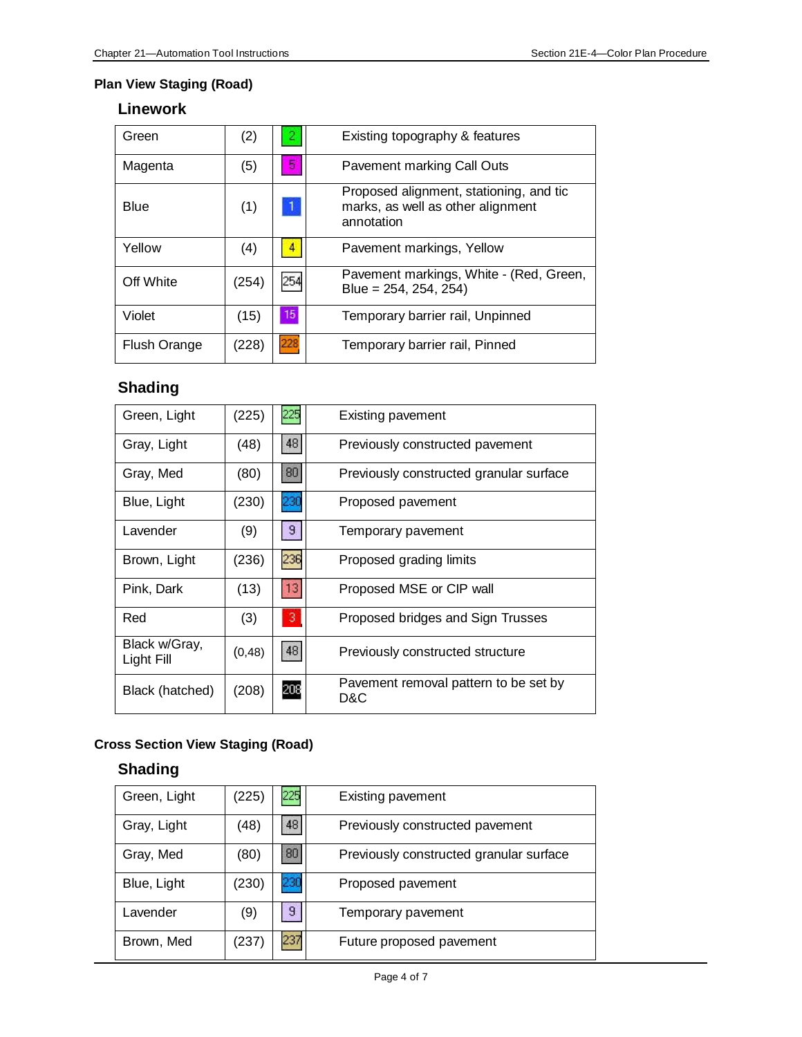### Plan View Staging (Road)

#### Linework

| Color | Code | Swatch | Use |
|---|---|---|---|
| Green | (2) | 2 | Existing topography & features |
| Magenta | (5) | 5 | Pavement marking Call Outs |
| Blue | (1) | 1 | Proposed alignment, stationing, and tic marks, as well as other alignment annotation |
| Yellow | (4) | 4 | Pavement markings, Yellow |
| Off White | (254) | 254 | Pavement markings, White - (Red, Green, Blue = 254, 254, 254) |
| Violet | (15) | 15 | Temporary barrier rail, Unpinned |
| Flush Orange | (228) | 228 | Temporary barrier rail, Pinned |

#### Shading

| Color | Code | Swatch | Use |
|---|---|---|---|
| Green, Light | (225) | 225 | Existing pavement |
| Gray, Light | (48) | 48 | Previously constructed pavement |
| Gray, Med | (80) | 80 | Previously constructed granular surface |
| Blue, Light | (230) | 230 | Proposed pavement |
| Lavender | (9) | 9 | Temporary pavement |
| Brown, Light | (236) | 236 | Proposed grading limits |
| Pink, Dark | (13) | 13 | Proposed MSE or CIP wall |
| Red | (3) | 3 | Proposed bridges and Sign Trusses |
| Black w/Gray, Light Fill | (0,48) | 48 | Previously constructed structure |
| Black (hatched) | (208) | 208 | Pavement removal pattern to be set by D&C |

### Cross Section View Staging (Road)

#### Shading

| Color | Code | Swatch | Use |
|---|---|---|---|
| Green, Light | (225) | 225 | Existing pavement |
| Gray, Light | (48) | 48 | Previously constructed pavement |
| Gray, Med | (80) | 80 | Previously constructed granular surface |
| Blue, Light | (230) | 230 | Proposed pavement |
| Lavender | (9) | 9 | Temporary pavement |
| Brown, Med | (237) | 237 | Future proposed pavement |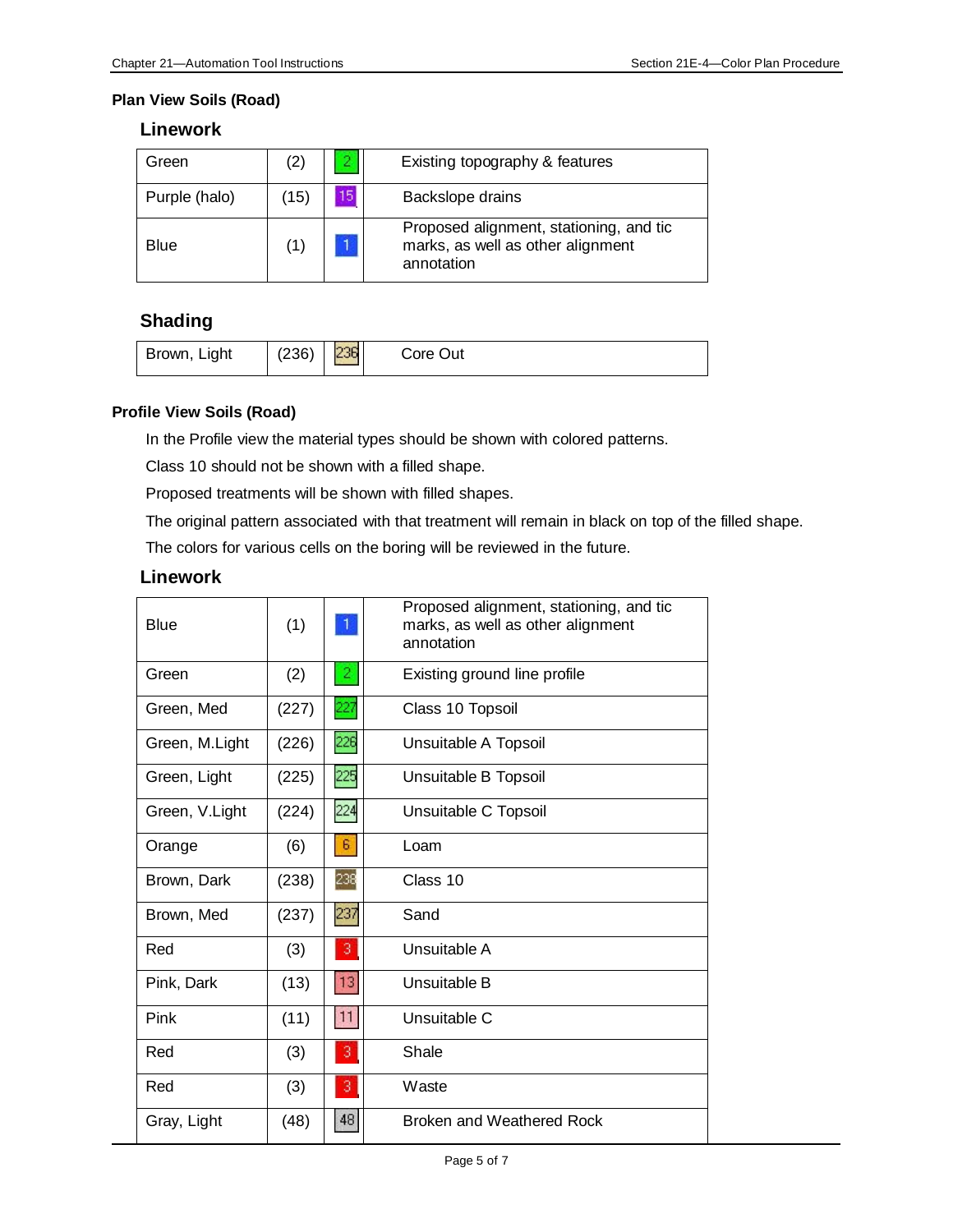### Plan View Soils (Road)

#### Linework

| | | | |
|---|---|---|---|
| Green | (2) | 2 | Existing topography & features |
| Purple (halo) | (15) | 15 | Backslope drains |
| Blue | (1) | 1 | Proposed alignment, stationing, and tic marks, as well as other alignment annotation |

#### Shading

| | | | |
|---|---|---|---|
| Brown, Light | (236) | 236 | Core Out |

### Profile View Soils (Road)

In the Profile view the material types should be shown with colored patterns.

Class 10 should not be shown with a filled shape.

Proposed treatments will be shown with filled shapes.

The original pattern associated with that treatment will remain in black on top of the filled shape.

The colors for various cells on the boring will be reviewed in the future.

#### Linework

| | | | |
|---|---|---|---|
| Blue | (1) | 1 | Proposed alignment, stationing, and tic marks, as well as other alignment annotation |
| Green | (2) | 2 | Existing ground line profile |
| Green, Med | (227) | 227 | Class 10 Topsoil |
| Green, M.Light | (226) | 226 | Unsuitable A Topsoil |
| Green, Light | (225) | 225 | Unsuitable B Topsoil |
| Green, V.Light | (224) | 224 | Unsuitable C Topsoil |
| Orange | (6) | 6 | Loam |
| Brown, Dark | (238) | 238 | Class 10 |
| Brown, Med | (237) | 237 | Sand |
| Red | (3) | 3 | Unsuitable A |
| Pink, Dark | (13) | 13 | Unsuitable B |
| Pink | (11) | 11 | Unsuitable C |
| Red | (3) | 3 | Shale |
| Red | (3) | 3 | Waste |
| Gray, Light | (48) | 48 | Broken and Weathered Rock |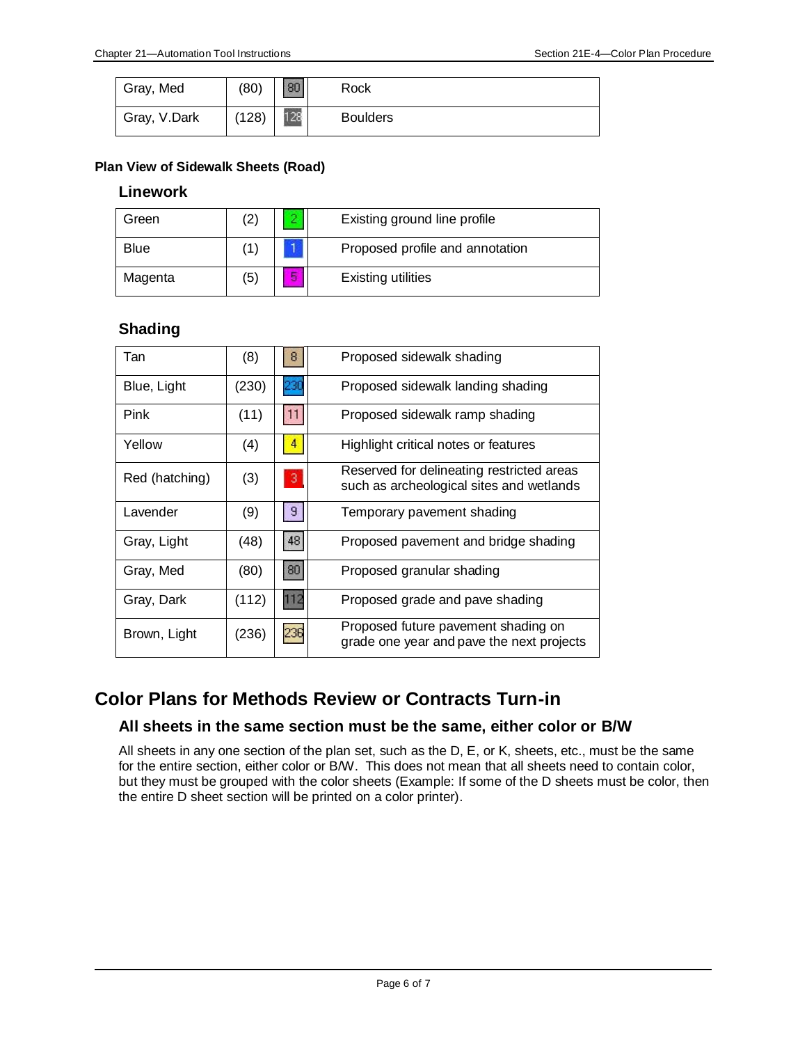| Gray, Med | (80) | 80 | Rock |
|---|---|---|---|
| Gray, V.Dark | (128) | 128 | Boulders |

**Plan View of Sidewalk Sheets (Road)**

### Linework

| Green | (2) | 2 | Existing ground line profile |
|---|---|---|---|
| Blue | (1) | 1 | Proposed profile and annotation |
| Magenta | (5) | 5 | Existing utilities |

### Shading

| Tan | (8) | 8 | Proposed sidewalk shading |
|---|---|---|---|
| Blue, Light | (230) | 230 | Proposed sidewalk landing shading |
| Pink | (11) | 11 | Proposed sidewalk ramp shading |
| Yellow | (4) | 4 | Highlight critical notes or features |
| Red (hatching) | (3) | 3 | Reserved for delineating restricted areas such as archeological sites and wetlands |
| Lavender | (9) | 9 | Temporary pavement shading |
| Gray, Light | (48) | 48 | Proposed pavement and bridge shading |
| Gray, Med | (80) | 80 | Proposed granular shading |
| Gray, Dark | (112) | 112 | Proposed grade and pave shading |
| Brown, Light | (236) | 236 | Proposed future pavement shading on grade one year and pave the next projects |

## Color Plans for Methods Review or Contracts Turn-in

### All sheets in the same section must be the same, either color or B/W

All sheets in any one section of the plan set, such as the D, E, or K, sheets, etc., must be the same for the entire section, either color or B/W. This does not mean that all sheets need to contain color, but they must be grouped with the color sheets (Example: If some of the D sheets must be color, then the entire D sheet section will be printed on a color printer).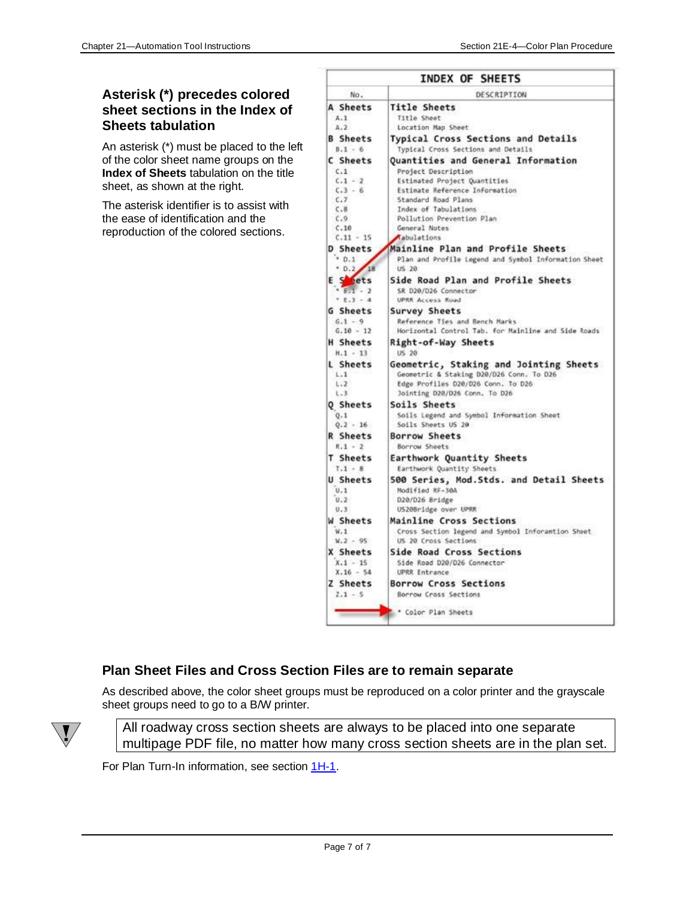### Asterisk (*) precedes colored sheet sections in the Index of Sheets tabulation

An asterisk (*) must be placed to the left of the color sheet name groups on the **Index of Sheets** tabulation on the title sheet, as shown at the right.

The asterisk identifier is to assist with the ease of identification and the reproduction of the colored sections.

**INDEX OF SHEETS**

| No. | DESCRIPTION |
|---|---|
| **A Sheets** | **Title Sheets** |
| A.1 | Title Sheet |
| A.2 | Location Map Sheet |
| **B Sheets** | **Typical Cross Sections and Details** |
| B.1 - 6 | Typical Cross Sections and Details |
| **C Sheets** | **Quantities and General Information** |
| C.1 | Project Description |
| C.1 - 2 | Estimated Project Quantities |
| C.3 - 6 | Estimate Reference Information |
| C.7 | Standard Road Plans |
| C.8 | Index of Tabulations |
| C.9 | Pollution Prevention Plan |
| C.10 | General Notes |
| C.11 - 15 | Tabulations |
| **D Sheets** | **Mainline Plan and Profile Sheets** |
| * D.1 | Plan and Profile Legend and Symbol Information Sheet |
| * D.2 - 18 | US 20 |
| **E Sheets** | **Side Road Plan and Profile Sheets** |
| * E.1 - 2 | SR D20/D26 Connector |
| * E.3 - 4 | UPRR Access Road |
| **G Sheets** | **Survey Sheets** |
| G.1 - 9 | Reference Ties and Bench Marks |
| G.10 - 12 | Horizontal Control Tab. for Mainline and Side Roads |
| **H Sheets** | **Right-of-Way Sheets** |
| H.1 - 13 | US 20 |
| **L Sheets** | **Geometric, Staking and Jointing Sheets** |
| L.1 | Geometric & Staking D20/D26 Conn. To D26 |
| L.2 | Edge Profiles D20/D26 Conn. To D26 |
| L.3 | Jointing D20/D26 Conn. To D26 |
| **Q Sheets** | **Soils Sheets** |
| Q.1 | Soils Legend and Symbol Information Sheet |
| Q.2 - 16 | Soils Sheets US 20 |
| **R Sheets** | **Borrow Sheets** |
| R.1 - 2 | Borrow Sheets |
| **T Sheets** | **Earthwork Quantity Sheets** |
| T.1 - 8 | Earthwork Quantity Sheets |
| **U Sheets** | **500 Series, Mod.Stds. and Detail Sheets** |
| U.1 | Modified RF-30A |
| U.2 | D20/D26 Bridge |
| U.3 | US20Bridge over UPRR |
| **W Sheets** | **Mainline Cross Sections** |
| W.1 | Cross Section legend and Symbol Inforamtion Sheet |
| W.2 - 95 | US 20 Cross Sections |
| **X Sheets** | **Side Road Cross Sections** |
| X.1 - 15 | Side Road D20/D26 Connector |
| X.16 - 54 | UPRR Entrance |
| **Z Sheets** | **Borrow Cross Sections** |
| Z.1 - 5 | Borrow Cross Sections |
| | * Color Plan Sheets |

### Plan Sheet Files and Cross Section Files are to remain separate

As described above, the color sheet groups must be reproduced on a color printer and the grayscale sheet groups need to go to a B/W printer.

> All roadway cross section sheets are always to be placed into one separate multipage PDF file, no matter how many cross section sheets are in the plan set.

For Plan Turn-In information, see section 1H-1.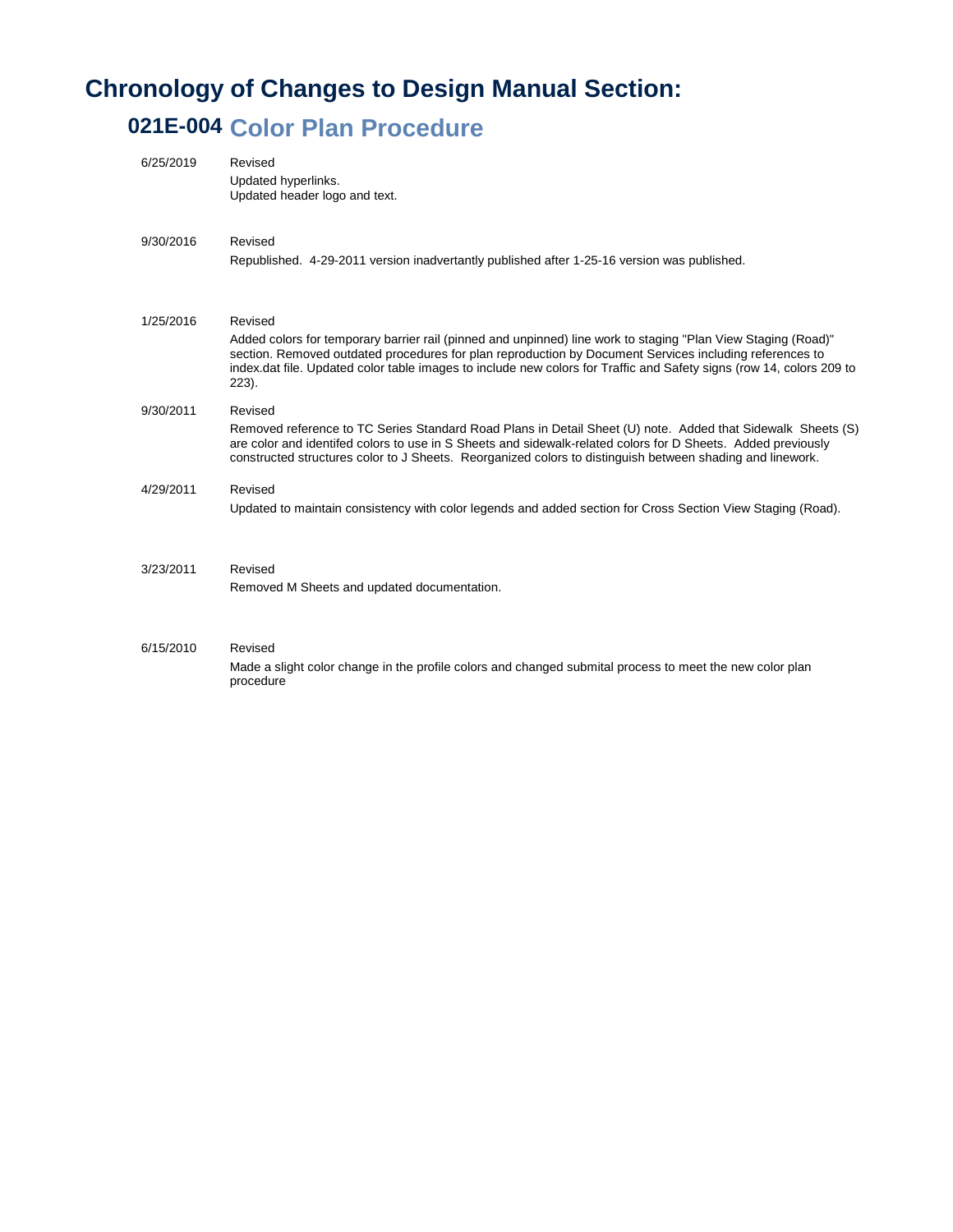# Chronology of Changes to Design Manual Section:

## 021E-004 Color Plan Procedure

6/25/2019 Revised

Updated hyperlinks.
Updated header logo and text.

9/30/2016 Revised

Republished. 4-29-2011 version inadvertantly published after 1-25-16 version was published.

1/25/2016 Revised

Added colors for temporary barrier rail (pinned and unpinned) line work to staging "Plan View Staging (Road)" section. Removed outdated procedures for plan reproduction by Document Services including references to index.dat file. Updated color table images to include new colors for Traffic and Safety signs (row 14, colors 209 to 223).

9/30/2011 Revised

Removed reference to TC Series Standard Road Plans in Detail Sheet (U) note. Added that Sidewalk Sheets (S) are color and identifed colors to use in S Sheets and sidewalk-related colors for D Sheets. Added previously constructed structures color to J Sheets. Reorganized colors to distinguish between shading and linework.

4/29/2011 Revised

Updated to maintain consistency with color legends and added section for Cross Section View Staging (Road).

3/23/2011 Revised

Removed M Sheets and updated documentation.

6/15/2010 Revised

Made a slight color change in the profile colors and changed submital process to meet the new color plan procedure